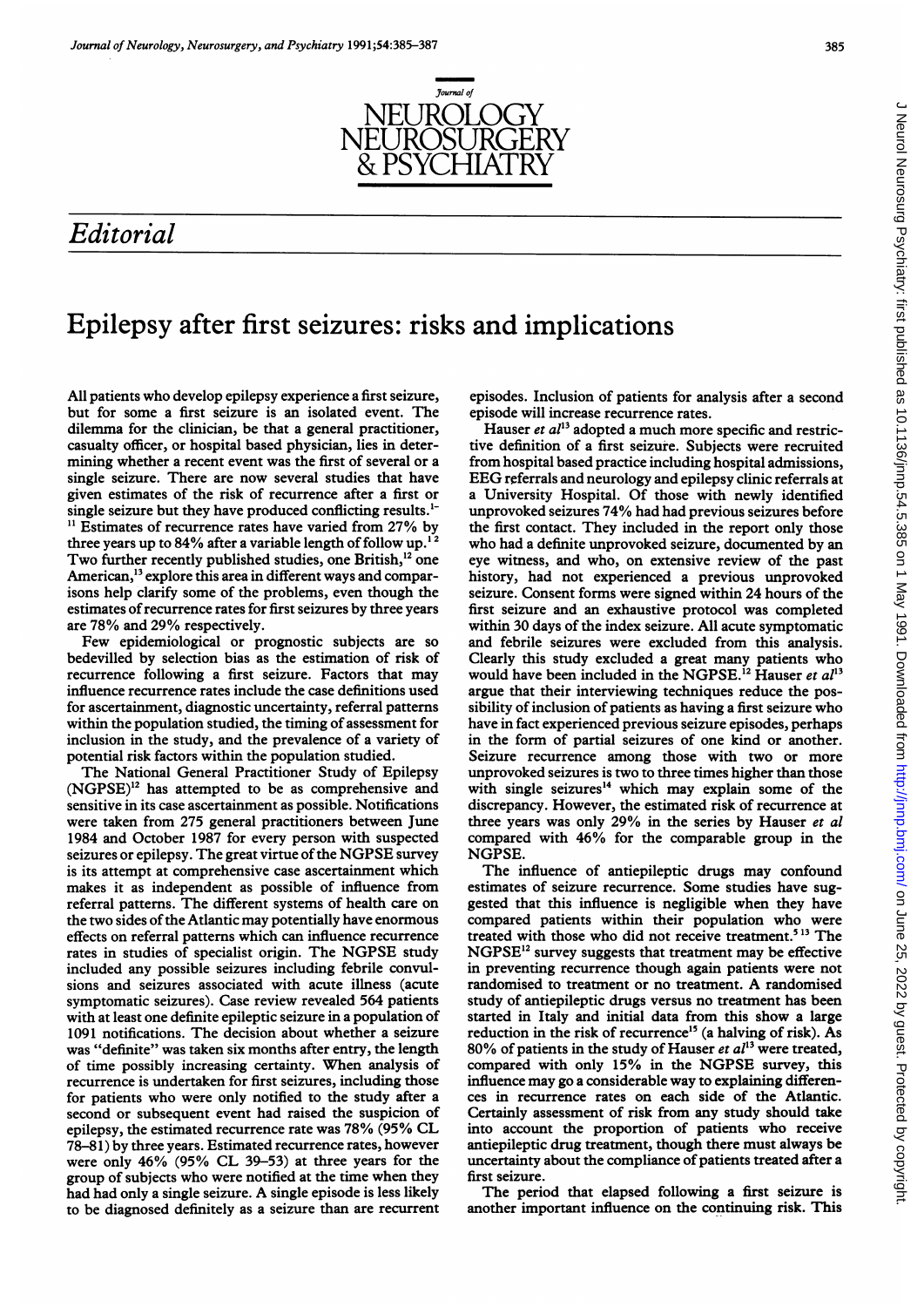# Editorial

## Epilepsy after first seizures: risks and implications

All patients who develop epilepsy experience a first seizure, but for some a first seizure is an isolated event. The dilemma for the clinician, be that a general practitioner, casualty officer, or hospital based physician, lies in determining whether a recent event was the first of several or a single seizure. There are now several studies that have given estimates of the risk of recurrence after a first or single seizure but they have produced conflicting results.[1-11] Estimates of recurrence rates have varied from 27% by three years up to 84% after a variable length of follow up.[1,2] Two further recently published studies, one British,[12] one American,[13] explore this area in different ways and comparisons help clarify some of the problems, even though the estimates of recurrence rates for first seizures by three years are 78% and 29% respectively.

Few epidemiological or prognostic subjects are so bedevilled by selection bias as the estimation of risk of recurrence following a first seizure. Factors that may influence recurrence rates include the case definitions used for ascertainment, diagnostic uncertainty, referral patterns within the population studied, the timing of assessment for inclusion in the study, and the prevalence of a variety of potential risk factors within the population studied.

The National General Practitioner Study of Epilepsy (NGPSE)[12] has attempted to be as comprehensive and sensitive in its case ascertainment as possible. Notifications were taken from 275 general practitioners between June 1984 and October 1987 for every person with suspected seizures or epilepsy. The great virtue of the NGPSE survey is its attempt at comprehensive case ascertainment which makes it as independent as possible of influence from referral patterns. The different systems of health care on the two sides of the Atlantic may potentially have enormous effects on referral patterns which can influence recurrence rates in studies of specialist origin. The NGPSE study included any possible seizures including febrile convulsions and seizures associated with acute illness (acute symptomatic seizures). Case review revealed 564 patients with at least one definite epileptic seizure in a population of 1091 notifications. The decision about whether a seizure was "definite" was taken six months after entry, the length of time possibly increasing certainty. When analysis of recurrence is undertaken for first seizures, including those for patients who were only notified to the study after a second or subsequent event had raised the suspicion of epilepsy, the estimated recurrence rate was 78% (95% CL 78–81) by three years. Estimated recurrence rates, however were only 46% (95% CL 39–53) at three years for the group of subjects who were notified at the time when they had had only a single seizure. A single episode is less likely to be diagnosed definitely as a seizure than are recurrent episodes. Inclusion of patients for analysis after a second episode will increase recurrence rates.

Hauser *et al*[13] adopted a much more specific and restrictive definition of a first seizure. Subjects were recruited from hospital based practice including hospital admissions, EEG referrals and neurology and epilepsy clinic referrals at a University Hospital. Of those with newly identified unprovoked seizures 74% had had previous seizures before the first contact. They included in the report only those who had a definite unprovoked seizure, documented by an eye witness, and who, on extensive review of the past history, had not experienced a previous unprovoked seizure. Consent forms were signed within 24 hours of the first seizure and an exhaustive protocol was completed within 30 days of the index seizure. All acute symptomatic and febrile seizures were excluded from this analysis. Clearly this study excluded a great many patients who would have been included in the NGPSE.[12] Hauser *et al*[13] argue that their interviewing techniques reduce the possibility of inclusion of patients as having a first seizure who have in fact experienced previous seizure episodes, perhaps in the form of partial seizures of one kind or another. Seizure recurrence among those with two or more unprovoked seizures is two to three times higher than those with single seizures[14] which may explain some of the discrepancy. However, the estimated risk of recurrence at three years was only 29% in the series by Hauser *et al* compared with 46% for the comparable group in the NGPSE.

The influence of antiepileptic drugs may confound estimates of seizure recurrence. Some studies have suggested that this influence is negligible when they have compared patients within their population who were treated with those who did not receive treatment.[5,13] The NGPSE[12] survey suggests that treatment may be effective in preventing recurrence though again patients were not randomised to treatment or no treatment. A randomised study of antiepileptic drugs versus no treatment has been started in Italy and initial data from this show a large reduction in the risk of recurrence[15] (a halving of risk). As 80% of patients in the study of Hauser *et al*[13] were treated, compared with only 15% in the NGPSE survey, this influence may go a considerable way to explaining differences in recurrence rates on each side of the Atlantic. Certainly assessment of risk from any study should take into account the proportion of patients who receive antiepileptic drug treatment, though there must always be uncertainty about the compliance of patients treated after a first seizure.

The period that elapsed following a first seizure is another important influence on the continuing risk. This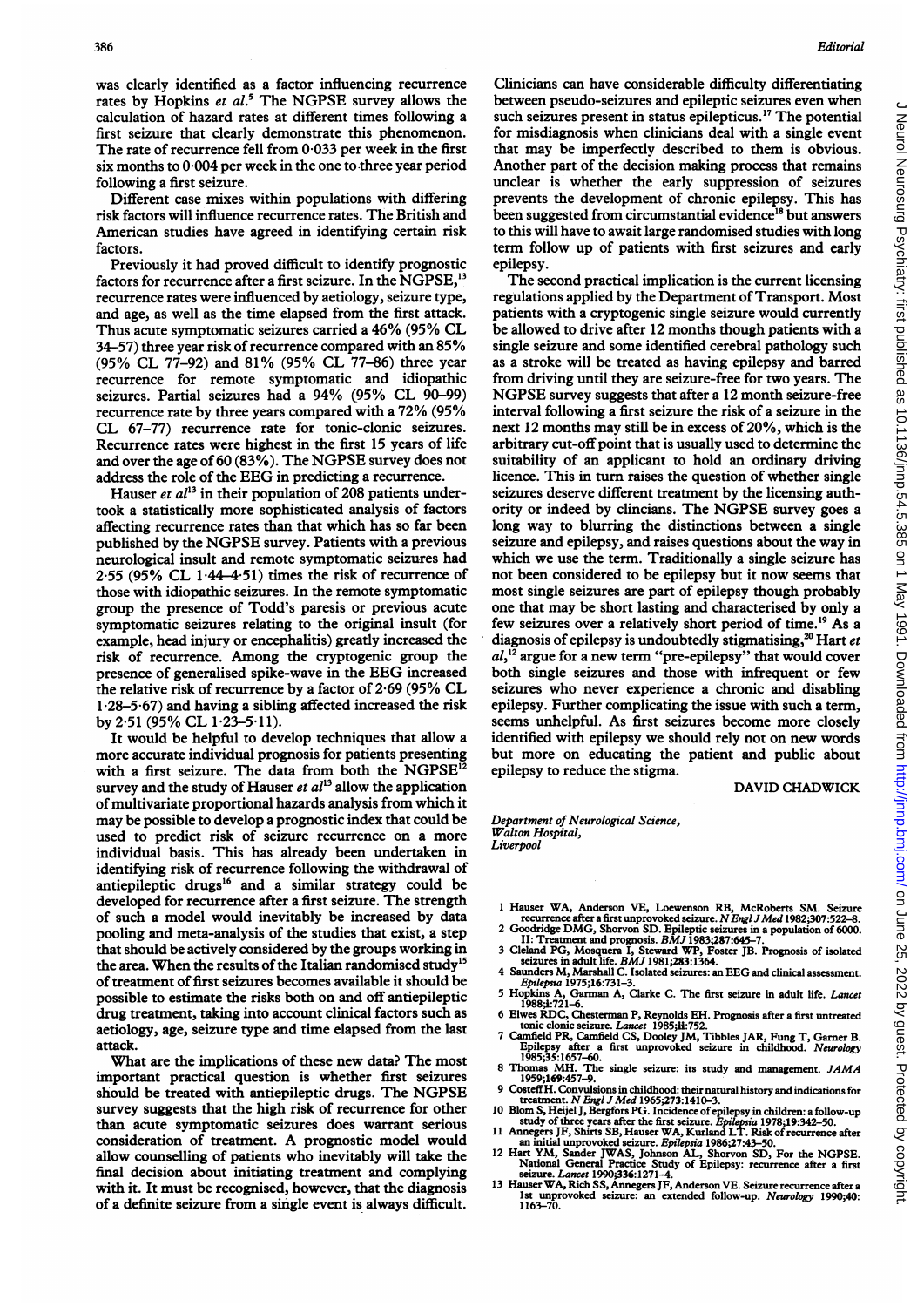was clearly identified as a factor influencing recurrence rates by Hopkins *et al*.[5] The NGPSE survey allows the calculation of hazard rates at different times following a first seizure that clearly demonstrate this phenomenon. The rate of recurrence fell from 0·033 per week in the first six months to 0·004 per week in the one to three year period following a first seizure.

Different case mixes within populations with differing risk factors will influence recurrence rates. The British and American studies have agreed in identifying certain risk factors.

Previously it had proved difficult to identify prognostic factors for recurrence after a first seizure. In the NGPSE,[13] recurrence rates were influenced by aetiology, seizure type, and age, as well as the time elapsed from the first attack. Thus acute symptomatic seizures carried a 46% (95% CL 34–57) three year risk of recurrence compared with an 85% (95% CL 77–92) and 81% (95% CL 77–86) three year recurrence for remote symptomatic and idiopathic seizures. Partial seizures had a 94% (95% CL 90–99) recurrence rate by three years compared with a 72% (95% CL 67–77) recurrence rate for tonic-clonic seizures. Recurrence rates were highest in the first 15 years of life and over the age of 60 (83%). The NGPSE survey does not address the role of the EEG in predicting a recurrence.

Hauser *et al*[13] in their population of 208 patients undertook a statistically more sophisticated analysis of factors affecting recurrence rates than that which has so far been published by the NGPSE survey. Patients with a previous neurological insult and remote symptomatic seizures had 2·55 (95% CL 1·44–4·51) times the risk of recurrence of those with idiopathic seizures. In the remote symptomatic group the presence of Todd's paresis or previous acute symptomatic seizures relating to the original insult (for example, head injury or encephalitis) greatly increased the risk of recurrence. Among the cryptogenic group the presence of generalised spike-wave in the EEG increased the relative risk of recurrence by a factor of 2·69 (95% CL 1·28–5·67) and having a sibling affected increased the risk by 2·51 (95% CL 1·23–5·11).

It would be helpful to develop techniques that allow a more accurate individual prognosis for patients presenting with a first seizure. The data from both the NGPSE[12] survey and the study of Hauser *et al*[13] allow the application of multivariate proportional hazards analysis from which it may be possible to develop a prognostic index that could be used to predict risk of seizure recurrence on a more individual basis. This has already been undertaken in identifying risk of recurrence following the withdrawal of antiepileptic drugs[16] and a similar strategy could be developed for recurrence after a first seizure. The strength of such a model would inevitably be increased by data pooling and meta-analysis of the studies that exist, a step that should be actively considered by the groups working in the area. When the results of the Italian randomised study[15] of treatment of first seizures becomes available it should be possible to estimate the risks both on and off antiepileptic drug treatment, taking into account clinical factors such as aetiology, age, seizure type and time elapsed from the last attack.

What are the implications of these new data? The most important practical question is whether first seizures should be treated with antiepileptic drugs. The NGPSE survey suggests that the high risk of recurrence for other than acute symptomatic seizures does warrant serious consideration of treatment. A prognostic model would allow counselling of patients who inevitably will take the final decision about initiating treatment and complying with it. It must be recognised, however, that the diagnosis of a definite seizure from a single event is always difficult. Clinicians can have considerable difficulty differentiating between pseudo-seizures and epileptic seizures even when such seizures present in status epilepticus.[17] The potential for misdiagnosis when clinicians deal with a single event that may be imperfectly described to them is obvious. Another part of the decision making process that remains unclear is whether the early suppression of seizures prevents the development of chronic epilepsy. This has been suggested from circumstantial evidence[18] but answers to this will have to await large randomised studies with long term follow up of patients with first seizures and early epilepsy.

The second practical implication is the current licensing regulations applied by the Department of Transport. Most patients with a cryptogenic single seizure would currently be allowed to drive after 12 months though patients with a single seizure and some identified cerebral pathology such as a stroke will be treated as having epilepsy and barred from driving until they are seizure-free for two years. The NGPSE survey suggests that after a 12 month seizure-free interval following a first seizure the risk of a seizure in the next 12 months may still be in excess of 20%, which is the arbitrary cut-off point that is usually used to determine the suitability of an applicant to hold an ordinary driving licence. This in turn raises the question of whether single seizures deserve different treatment by the licensing authority or indeed by clincians. The NGPSE survey goes a long way to blurring the distinctions between a single seizure and epilepsy, and raises questions about the way in which we use the term. Traditionally a single seizure has not been considered to be epilepsy but it now seems that most single seizures are part of epilepsy though probably one that may be short lasting and characterised by only a few seizures over a relatively short period of time.[19] As a diagnosis of epilepsy is undoubtedly stigmatising,[20] Hart *et al*,[12] argue for a new term "pre-epilepsy" that would cover both single seizures and those with infrequent or few seizures who never experience a chronic and disabling epilepsy. Further complicating the issue with such a term, seems unhelpful. As first seizures become more closely identified with epilepsy we should rely not on new words but more on educating the patient and public about epilepsy to reduce the stigma.

DAVID CHADWICK

*Department of Neurological Science,*
*Walton Hospital,*
*Liverpool*

1 Hauser WA, Anderson VE, Loewenson RB, McRoberts SM. Seizure recurrence after a first unprovoked seizure. *N Engl J Med* 1982;307:522–8.
2 Goodridge DMG, Shorvon SD. Epileptic seizures in a population of 6000. II: Treatment and prognosis. *BMJ* 1983;287:645–7.
3 Cleland PG, Mosquera I, Steward WP, Foster JB. Prognosis of isolated seizures in adult life. *BMJ* 1981;283:1364.
4 Saunders M, Marshall C. Isolated seizures: an EEG and clinical assessment. *Epilepsia* 1975;16:731–3.
5 Hopkins A, Garman A, Clarke C. The first seizure in adult life. *Lancet* 1988;i:721–6.
6 Elwes RDC, Chesterman P, Reynolds EH. Prognosis after a first untreated tonic clonic seizure. *Lancet* 1985;ii:752.
7 Camfield PR, Camfield CS, Dooley JM, Tibbles JAR, Fung T, Garner B. Epilepsy after a first unprovoked seizure in childhood. *Neurology* 1985;35:1657–60.
8 Thomas MH. The single seizure: its study and management. *JAMA* 1959;169:457–9.
9 Costeff H. Convulsions in childhood: their natural history and indications for treatment. *N Engl J Med* 1965;273:1410–3.
10 Blom S, Heijel J, Bergfors PG. Incidence of epilepsy in children: a follow-up study of three years after the first seizure. *Epilepsia* 1978;19:342–50.
11 Annegers JF, Shirts SB, Hauser WA, Kurland LT. Risk of recurrence after an initial unprovoked seizure. *Epilepsia* 1986;27:43–50.
12 Hart YM, Sander JWAS, Johnson AL, Shorvon SD, For the NGPSE. National General Practice Study of Epilepsy: recurrence after a first seizure. *Lancet* 1990;336:1271–4.
13 Hauser WA, Rich SS, Annegers JF, Anderson VE. Seizure recurrence after a 1st unprovoked seizure: an extended follow-up. *Neurology* 1990;40: 1163–70.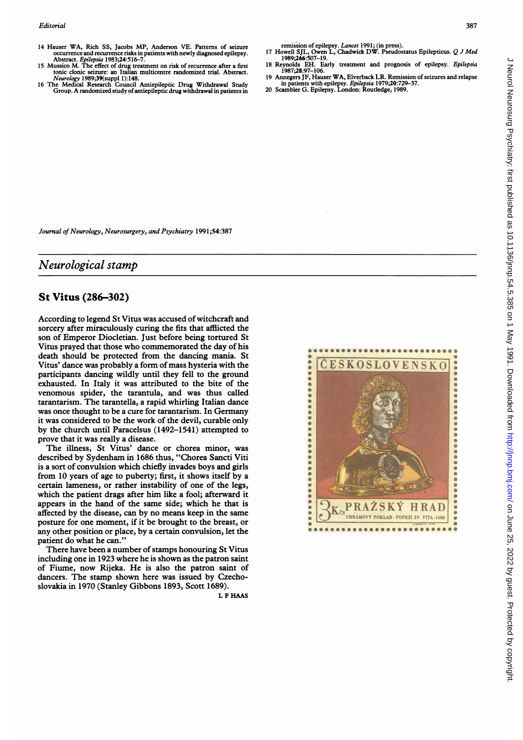14 Hauser WA, Rich SS, Jacobs MP, Anderson VE. Patterns of seizure occurrence and recurrence risks in patients with newly diagnosed epilepsy. Abstract. *Epilepsia* 1983;**24**:516–7.

15 Mussico M. The effect of drug treatment on risk of recurrence after a first tonic clonic seizure: an Italian multicentre randomized trial. Abstract. *Neurology* 1989;**39**(suppl 1):148.

16 The Medical Research Council Antiepileptic Drug Withdrawal Study Group. A randomized study of antiepileptic drug withdrawal in patients in remission of epilepsy. *Lancet* 1991; (in press).

17 Howell SJL, Owen L, Chadwick DW. Pseudostatus Epilepticus. *Q J Med* 1989;**266**:507–19.

18 Reynolds EH. Early treatment and prognosis of epilepsy. *Epilepsia* 1987;**28**:97–106.

19 Annegers JF, Hauser WA, Elverback LR. Remission of seizures and relapse in patients with epilepsy. *Epilepsia* 1979;**20**:729–37.

20 Scambler G. Epilepsy. London: Routledge, 1989.

*Journal of Neurology, Neurosurgery, and Psychiatry 1991;54:387*

# *Neurological stamp*

## St Vitus (286–302)

According to legend St Vitus was accused of witchcraft and sorcery after miraculously curing the fits that afflicted the son of Emperor Diocletian. Just before being tortured St Vitus prayed that those who commemorated the day of his death should be protected from the dancing mania. St Vitus' dance was probably a form of mass hysteria with the participants dancing wildly until they fell to the ground exhausted. In Italy it was attributed to the bite of the venomous spider, the tarantula, and was thus called tarantarism. The tarantella, a rapid whirling Italian dance was once thought to be a cure for tarantarism. In Germany it was considered to be the work of the devil, curable only by the church until Paracelsus (1492–1541) attempted to prove that it was really a disease.

The illness, St Vitus' dance or chorea minor, was described by Sydenham in 1686 thus, "Chorea Sancti Viti is a sort of convulsion which chiefly invades boys and girls from 10 years of age to puberty; first, it shows itself by a certain lameness, or rather instability of one of the legs, which the patient drags after him like a fool; afterward it appears in the hand of the same side; which he that is affected by the disease, can by no means keep in the same posture for one moment, if it be brought to the breast, or any other position or place, by a certain convulsion, let the patient do what he can."

There have been a number of stamps honouring St Vitus including one in 1923 where he is shown as the patron saint of Fiume, now Rijeka. He is also the patron saint of dancers. The stamp shown here was issued by Czechoslovakia in 1970 (Stanley Gibbons 1893, Scott 1689).

L F HAAS